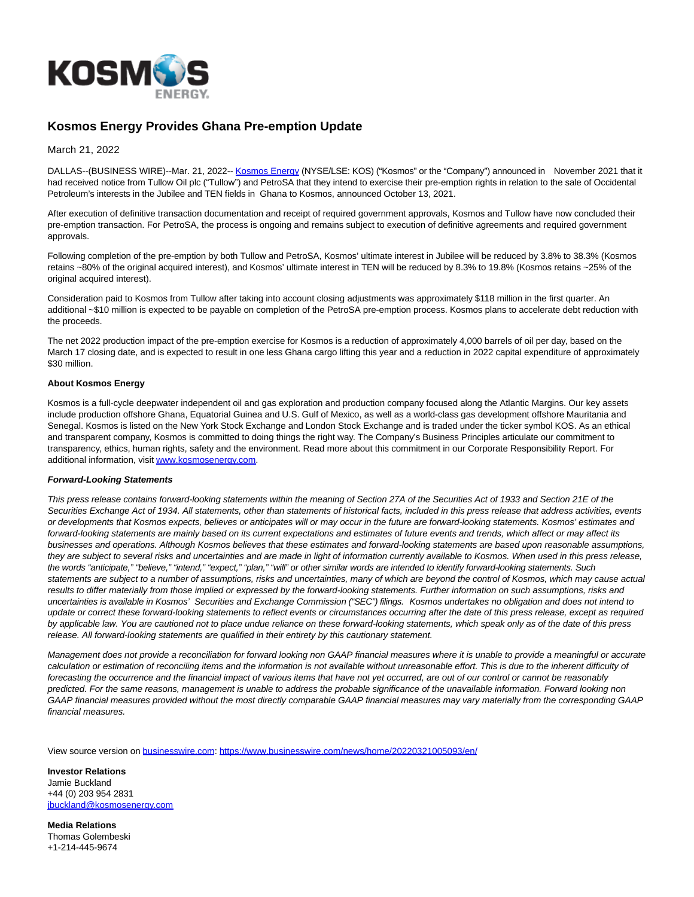# Kosmos Energy Provides Ghana Pre-emption Update

March 21, 2022

DALLAS--(BUSINESS WIRE)--Mar. 21, 2022-- Kosmos Energy (NYSE/LSE: KOS) ("Kosmos" or the "Company") announced in November 2021 that it had received notice from Tullow Oil plc ("Tullow") and PetroSA that they intend to exercise their pre-emption rights in relation to the sale of Occidental Petroleum's interests in the Jubilee and TEN fields in Ghana to Kosmos, announced October 13, 2021.

After execution of definitive transaction documentation and receipt of required government approvals, Kosmos and Tullow have now concluded their pre-emption transaction. For PetroSA, the process is ongoing and remains subject to execution of definitive agreements and required government approvals.

Following completion of the pre-emption by both Tullow and PetroSA, Kosmos' ultimate interest in Jubilee will be reduced by 3.8% to 38.3% (Kosmos retains ~80% of the original acquired interest), and Kosmos' ultimate interest in TEN will be reduced by 8.3% to 19.8% (Kosmos retains ~25% of the original acquired interest).

Consideration paid to Kosmos from Tullow after taking into account closing adjustments was approximately $118 million in the first quarter. An additional ~$10 million is expected to be payable on completion of the PetroSA pre-emption process. Kosmos plans to accelerate debt reduction with the proceeds.

The net 2022 production impact of the pre-emption exercise for Kosmos is a reduction of approximately 4,000 barrels of oil per day, based on the March 17 closing date, and is expected to result in one less Ghana cargo lifting this year and a reduction in 2022 capital expenditure of approximately $30 million.

**About Kosmos Energy**

Kosmos is a full-cycle deepwater independent oil and gas exploration and production company focused along the Atlantic Margins. Our key assets include production offshore Ghana, Equatorial Guinea and U.S. Gulf of Mexico, as well as a world-class gas development offshore Mauritania and Senegal. Kosmos is listed on the New York Stock Exchange and London Stock Exchange and is traded under the ticker symbol KOS. As an ethical and transparent company, Kosmos is committed to doing things the right way. The Company's Business Principles articulate our commitment to transparency, ethics, human rights, safety and the environment. Read more about this commitment in our Corporate Responsibility Report. For additional information, visit www.kosmosenergy.com.

***Forward-Looking Statements***

*This press release contains forward-looking statements within the meaning of Section 27A of the Securities Act of 1933 and Section 21E of the Securities Exchange Act of 1934. All statements, other than statements of historical facts, included in this press release that address activities, events or developments that Kosmos expects, believes or anticipates will or may occur in the future are forward-looking statements. Kosmos' estimates and forward-looking statements are mainly based on its current expectations and estimates of future events and trends, which affect or may affect its businesses and operations. Although Kosmos believes that these estimates and forward-looking statements are based upon reasonable assumptions, they are subject to several risks and uncertainties and are made in light of information currently available to Kosmos. When used in this press release, the words "anticipate," "believe," "intend," "expect," "plan," "will" or other similar words are intended to identify forward-looking statements. Such statements are subject to a number of assumptions, risks and uncertainties, many of which are beyond the control of Kosmos, which may cause actual results to differ materially from those implied or expressed by the forward-looking statements. Further information on such assumptions, risks and uncertainties is available in Kosmos' Securities and Exchange Commission ("SEC") filings. Kosmos undertakes no obligation and does not intend to update or correct these forward-looking statements to reflect events or circumstances occurring after the date of this press release, except as required by applicable law. You are cautioned not to place undue reliance on these forward-looking statements, which speak only as of the date of this press release. All forward-looking statements are qualified in their entirety by this cautionary statement.*

*Management does not provide a reconciliation for forward looking non GAAP financial measures where it is unable to provide a meaningful or accurate calculation or estimation of reconciling items and the information is not available without unreasonable effort. This is due to the inherent difficulty of forecasting the occurrence and the financial impact of various items that have not yet occurred, are out of our control or cannot be reasonably predicted. For the same reasons, management is unable to address the probable significance of the unavailable information. Forward looking non GAAP financial measures provided without the most directly comparable GAAP financial measures may vary materially from the corresponding GAAP financial measures.*

View source version on businesswire.com: https://www.businesswire.com/news/home/20220321005093/en/

**Investor Relations**
Jamie Buckland
+44 (0) 203 954 2831
jbuckland@kosmosenergy.com

**Media Relations**
Thomas Golembeski
+1-214-445-9674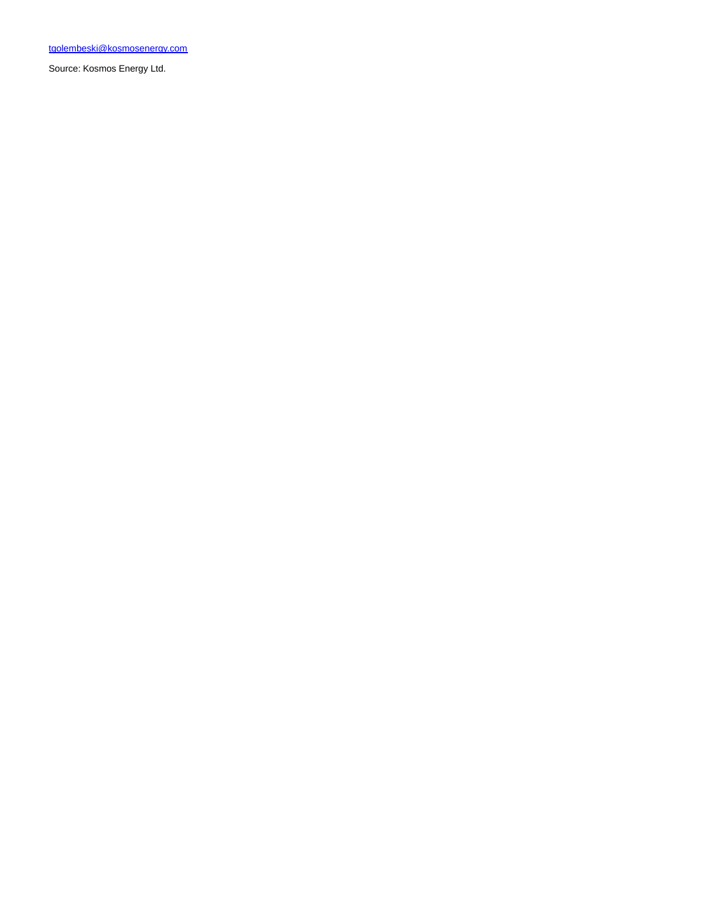tgolembeski@kosmosenergy.com

Source: Kosmos Energy Ltd.